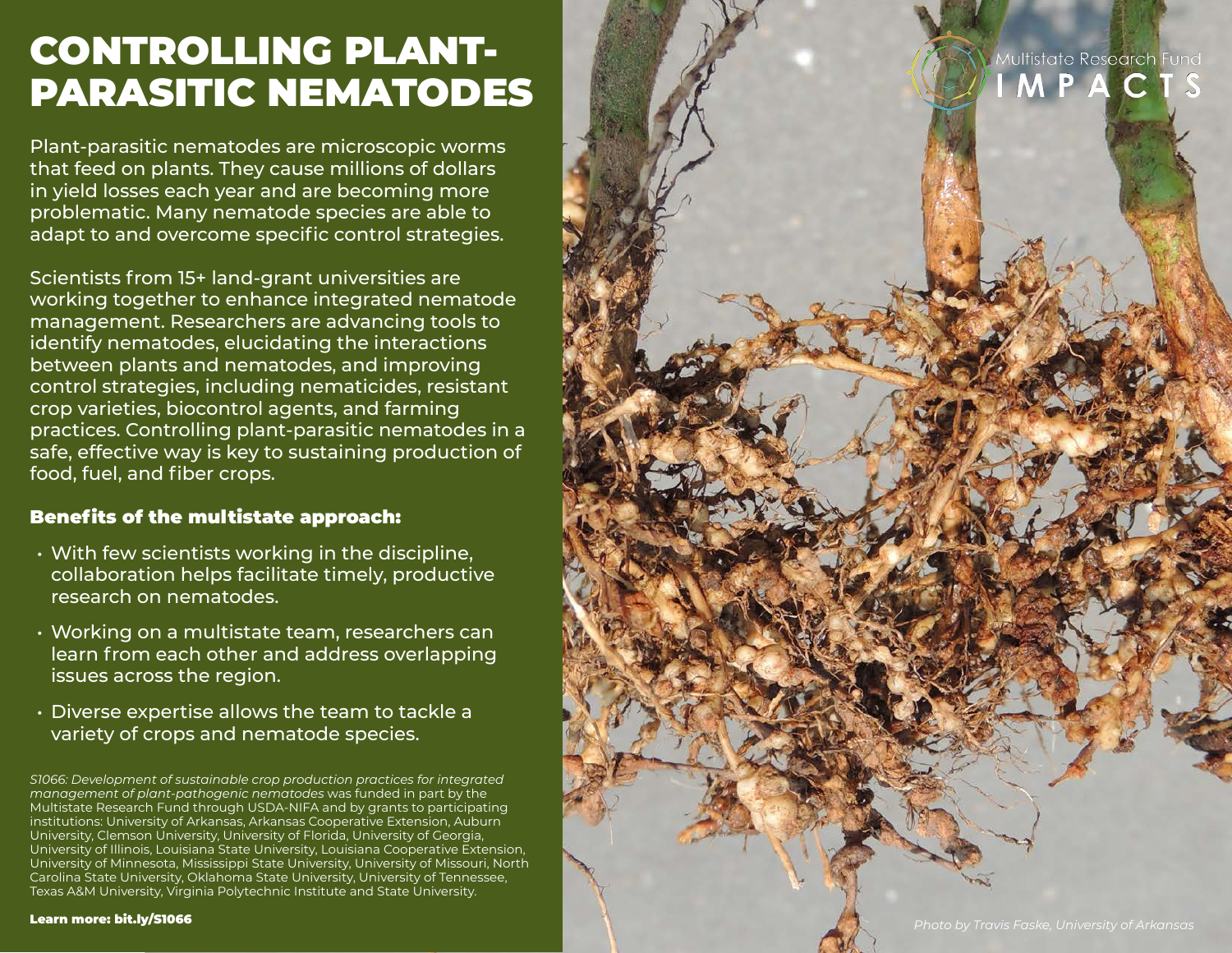# CONTROLLING PLANT-PARASITIC NEMATODES

Plant-parasitic nematodes are microscopic worms that feed on plants. They cause millions of dollars in yield losses each year and are becoming more problematic. Many nematode species are able to adapt to and overcome specific control strategies.

Scientists from 15+ land-grant universities are working together to enhance integrated nematode management. Researchers are advancing tools to identify nematodes, elucidating the interactions between plants and nematodes, and improving control strategies, including nematicides, resistant crop varieties, biocontrol agents, and farming practices. Controlling plant-parasitic nematodes in a safe, effective way is key to sustaining production of food, fuel, and fiber crops.

### Benefits of the multistate approach:

- With few scientists working in the discipline, collaboration helps facilitate timely, productive research on nematodes.
- Working on a multistate team, researchers can learn from each other and address overlapping issues across the region.
- Diverse expertise allows the team to tackle a variety of crops and nematode species.

*S1066: Development of sustainable crop production practices for integrated management of plant-pathogenic nematodes* was funded in part by the Multistate Research Fund through USDA-NIFA and by grants to participating institutions: University of Arkansas, Arkansas Cooperative Extension, Auburn University, Clemson University, University of Florida, University of Georgia, University of Illinois, Louisiana State University, Louisiana Cooperative Extension, University of Minnesota, Mississippi State University, University of Missouri, North Carolina State University, Oklahoma State University, University of Tennessee, Texas A&M University, Virginia Polytechnic Institute and State University.

**Learn more: bit.ly/S1066**

Multistate Research Fund IMPACTS

*Photo by Travis Faske, University of Arkansas*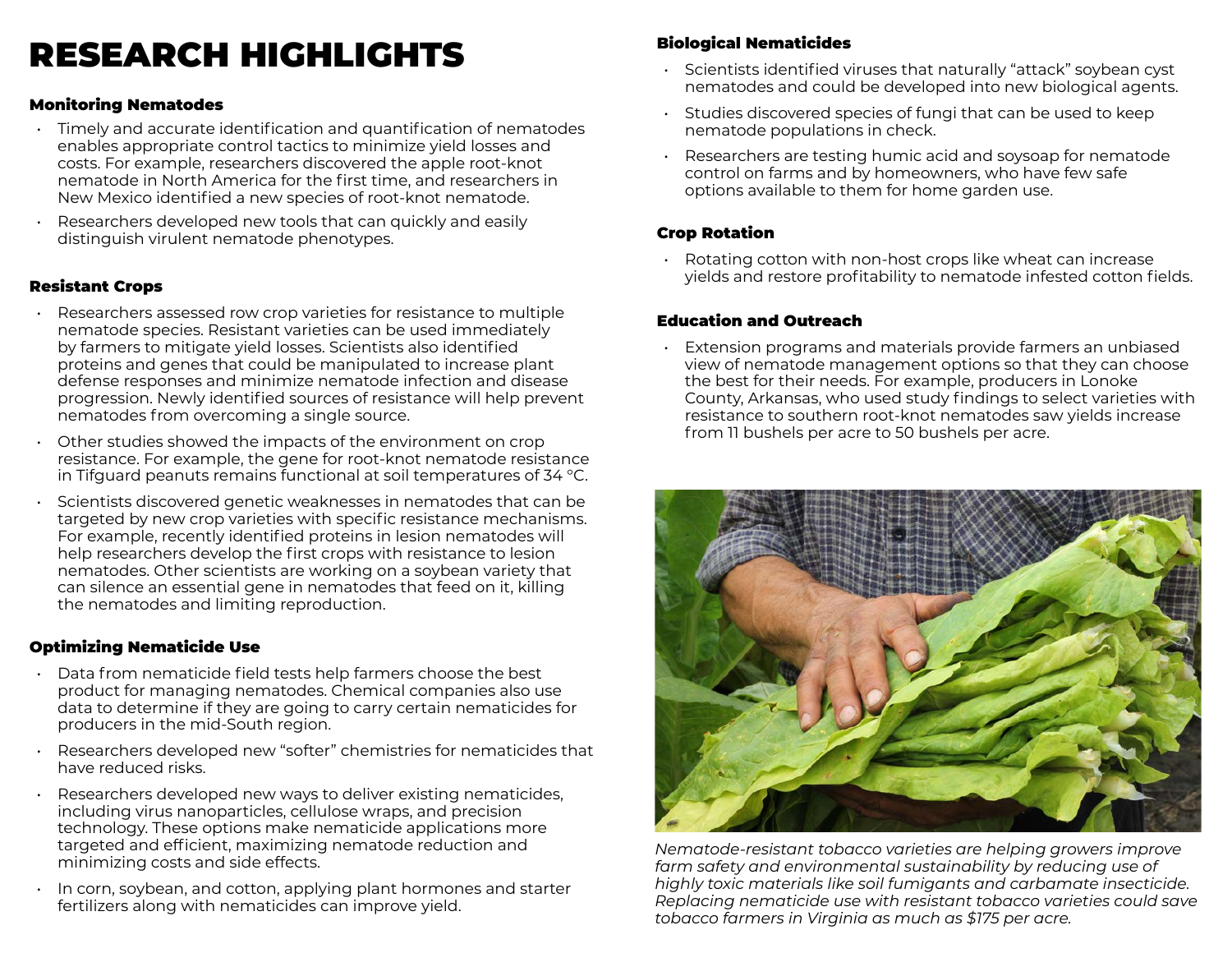# RESEARCH HIGHLIGHTS

### Monitoring Nematodes

- Timely and accurate identification and quantification of nematodes enables appropriate control tactics to minimize yield losses and costs. For example, researchers discovered the apple root-knot nematode in North America for the first time, and researchers in New Mexico identified a new species of root-knot nematode.
- Researchers developed new tools that can quickly and easily distinguish virulent nematode phenotypes.

### Resistant Crops

- Researchers assessed row crop varieties for resistance to multiple nematode species. Resistant varieties can be used immediately by farmers to mitigate yield losses. Scientists also identified proteins and genes that could be manipulated to increase plant defense responses and minimize nematode infection and disease progression. Newly identified sources of resistance will help prevent nematodes from overcoming a single source.
- Other studies showed the impacts of the environment on crop resistance. For example, the gene for root-knot nematode resistance in Tifguard peanuts remains functional at soil temperatures of 34 °C.
- Scientists discovered genetic weaknesses in nematodes that can be targeted by new crop varieties with specific resistance mechanisms. For example, recently identified proteins in lesion nematodes will help researchers develop the first crops with resistance to lesion nematodes. Other scientists are working on a soybean variety that can silence an essential gene in nematodes that feed on it, killing the nematodes and limiting reproduction.

### Optimizing Nematicide Use

- Data from nematicide field tests help farmers choose the best product for managing nematodes. Chemical companies also use data to determine if they are going to carry certain nematicides for producers in the mid-South region.
- Researchers developed new "softer" chemistries for nematicides that have reduced risks.
- Researchers developed new ways to deliver existing nematicides, including virus nanoparticles, cellulose wraps, and precision technology. These options make nematicide applications more targeted and efficient, maximizing nematode reduction and minimizing costs and side effects.
- In corn, soybean, and cotton, applying plant hormones and starter fertilizers along with nematicides can improve yield.

### Biological Nematicides

- Scientists identified viruses that naturally "attack" soybean cyst nematodes and could be developed into new biological agents.
- Studies discovered species of fungi that can be used to keep nematode populations in check.
- Researchers are testing humic acid and soysoap for nematode control on farms and by homeowners, who have few safe options available to them for home garden use.

### Crop Rotation

- Rotating cotton with non-host crops like wheat can increase yields and restore profitability to nematode infested cotton fields.

### Education and Outreach

- Extension programs and materials provide farmers an unbiased view of nematode management options so that they can choose the best for their needs. For example, producers in Lonoke County, Arkansas, who used study findings to select varieties with resistance to southern root-knot nematodes saw yields increase from 11 bushels per acre to 50 bushels per acre.

*Nematode-resistant tobacco varieties are helping growers improve farm safety and environmental sustainability by reducing use of highly toxic materials like soil fumigants and carbamate insecticide. Replacing nematicide use with resistant tobacco varieties could save tobacco farmers in Virginia as much as $175 per acre.*